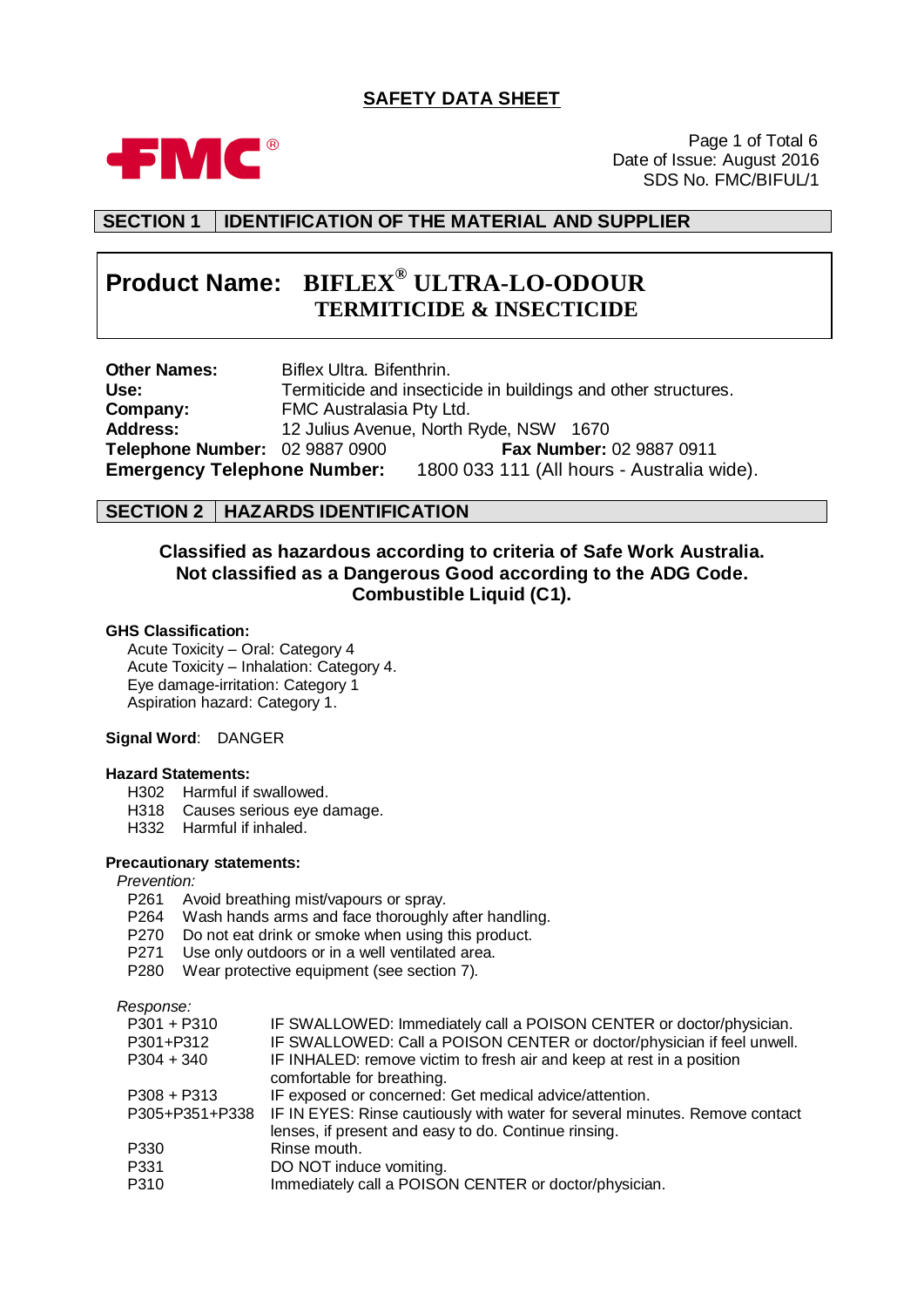# SAFETY DATA SHEET

FMC®

Date of Issue: August 2016
SDS No. FMC/BIFUL/1

## SECTION 1 IDENTIFICATION OF THE MATERIAL AND SUPPLIER

**Product Name: BIFLEX® ULTRA-LO-ODOUR TERMITICIDE & INSECTICIDE**

**Other Names:** Biflex Ultra. Bifenthrin.
**Use:** Termiticide and insecticide in buildings and other structures.
**Company:** FMC Australasia Pty Ltd.
**Address:** 12 Julius Avenue, North Ryde, NSW 1670
**Telephone Number:** 02 9887 0900 **Fax Number:** 02 9887 0911
**Emergency Telephone Number:** 1800 033 111 (All hours - Australia wide).

## SECTION 2 HAZARDS IDENTIFICATION

**Classified as hazardous according to criteria of Safe Work Australia.**
**Not classified as a Dangerous Good according to the ADG Code.**
**Combustible Liquid (C1).**

**GHS Classification:**

Acute Toxicity – Oral: Category 4
Acute Toxicity – Inhalation: Category 4.
Eye damage-irritation: Category 1
Aspiration hazard: Category 1.

**Signal Word**: DANGER

**Hazard Statements:**

| | |
|---|---|
| H302 | Harmful if swallowed. |
| H318 | Causes serious eye damage. |
| H332 | Harmful if inhaled. |

**Precautionary statements:**

*Prevention:*

| | |
|---|---|
| P261 | Avoid breathing mist/vapours or spray. |
| P264 | Wash hands arms and face thoroughly after handling. |
| P270 | Do not eat drink or smoke when using this product. |
| P271 | Use only outdoors or in a well ventilated area. |
| P280 | Wear protective equipment (see section 7). |

*Response:*

| | |
|---|---|
| P301 + P310 | IF SWALLOWED: Immediately call a POISON CENTER or doctor/physician. |
| P301+P312 | IF SWALLOWED: Call a POISON CENTER or doctor/physician if feel unwell. |
| P304 + 340 | IF INHALED: remove victim to fresh air and keep at rest in a position comfortable for breathing. |
| P308 + P313 | IF exposed or concerned: Get medical advice/attention. |
| P305+P351+P338 | IF IN EYES: Rinse cautiously with water for several minutes. Remove contact lenses, if present and easy to do. Continue rinsing. |
| P330 | Rinse mouth. |
| P331 | DO NOT induce vomiting. |
| P310 | Immediately call a POISON CENTER or doctor/physician. |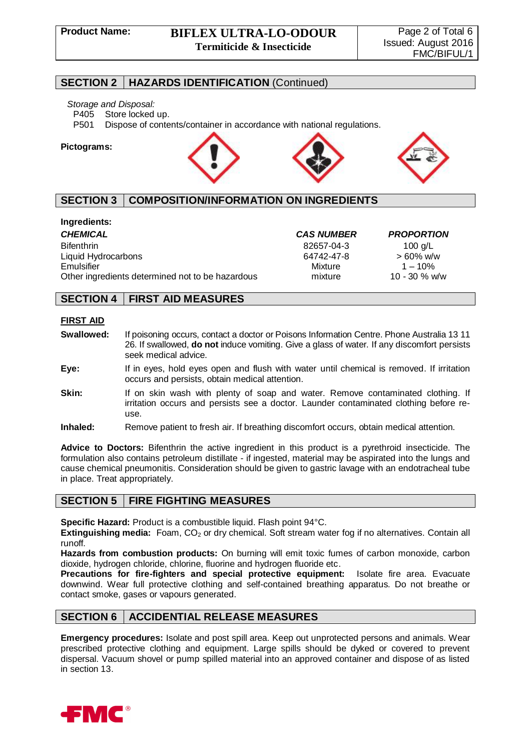## SECTION 2 HAZARDS IDENTIFICATION (Continued)

*Storage and Disposal:*

P405 Store locked up.

P501 Dispose of contents/container in accordance with national regulations.

**Pictograms:**

## SECTION 3 COMPOSITION/INFORMATION ON INGREDIENTS

**Ingredients:**

| ***CHEMICAL*** | ***CAS NUMBER*** | ***PROPORTION*** |
|---|---|---|
| Bifenthrin | 82657-04-3 | 100 g/L |
| Liquid Hydrocarbons | 64742-47-8 | > 60% w/w |
| Emulsifier | Mixture | 1 – 10% |
| Other ingredients determined not to be hazardous | mixture | 10 - 30 % w/w |

## SECTION 4 FIRST AID MEASURES

**FIRST AID**

**Swallowed:** If poisoning occurs, contact a doctor or Poisons Information Centre. Phone Australia 13 11 26. If swallowed, **do not** induce vomiting. Give a glass of water. If any discomfort persists seek medical advice.

**Eye:** If in eyes, hold eyes open and flush with water until chemical is removed. If irritation occurs and persists, obtain medical attention.

**Skin:** If on skin wash with plenty of soap and water. Remove contaminated clothing. If irritation occurs and persists see a doctor. Launder contaminated clothing before re-use.

**Inhaled:** Remove patient to fresh air. If breathing discomfort occurs, obtain medical attention.

**Advice to Doctors:** Bifenthrin the active ingredient in this product is a pyrethroid insecticide. The formulation also contains petroleum distillate - if ingested, material may be aspirated into the lungs and cause chemical pneumonitis. Consideration should be given to gastric lavage with an endotracheal tube in place. Treat appropriately.

## SECTION 5 FIRE FIGHTING MEASURES

**Specific Hazard:** Product is a combustible liquid. Flash point 94°C.

**Extinguishing media:** Foam, $CO_2$ or dry chemical. Soft stream water fog if no alternatives. Contain all runoff.

**Hazards from combustion products:** On burning will emit toxic fumes of carbon monoxide, carbon dioxide, hydrogen chloride, chlorine, fluorine and hydrogen fluoride etc.

**Precautions for fire-fighters and special protective equipment:** Isolate fire area. Evacuate downwind. Wear full protective clothing and self-contained breathing apparatus. Do not breathe or contact smoke, gases or vapours generated.

## SECTION 6 ACCIDENTAL RELEASE MEASURES

**Emergency procedures:** Isolate and post spill area. Keep out unprotected persons and animals. Wear prescribed protective clothing and equipment. Large spills should be dyked or covered to prevent dispersal. Vacuum shovel or pump spilled material into an approved container and dispose of as listed in section 13.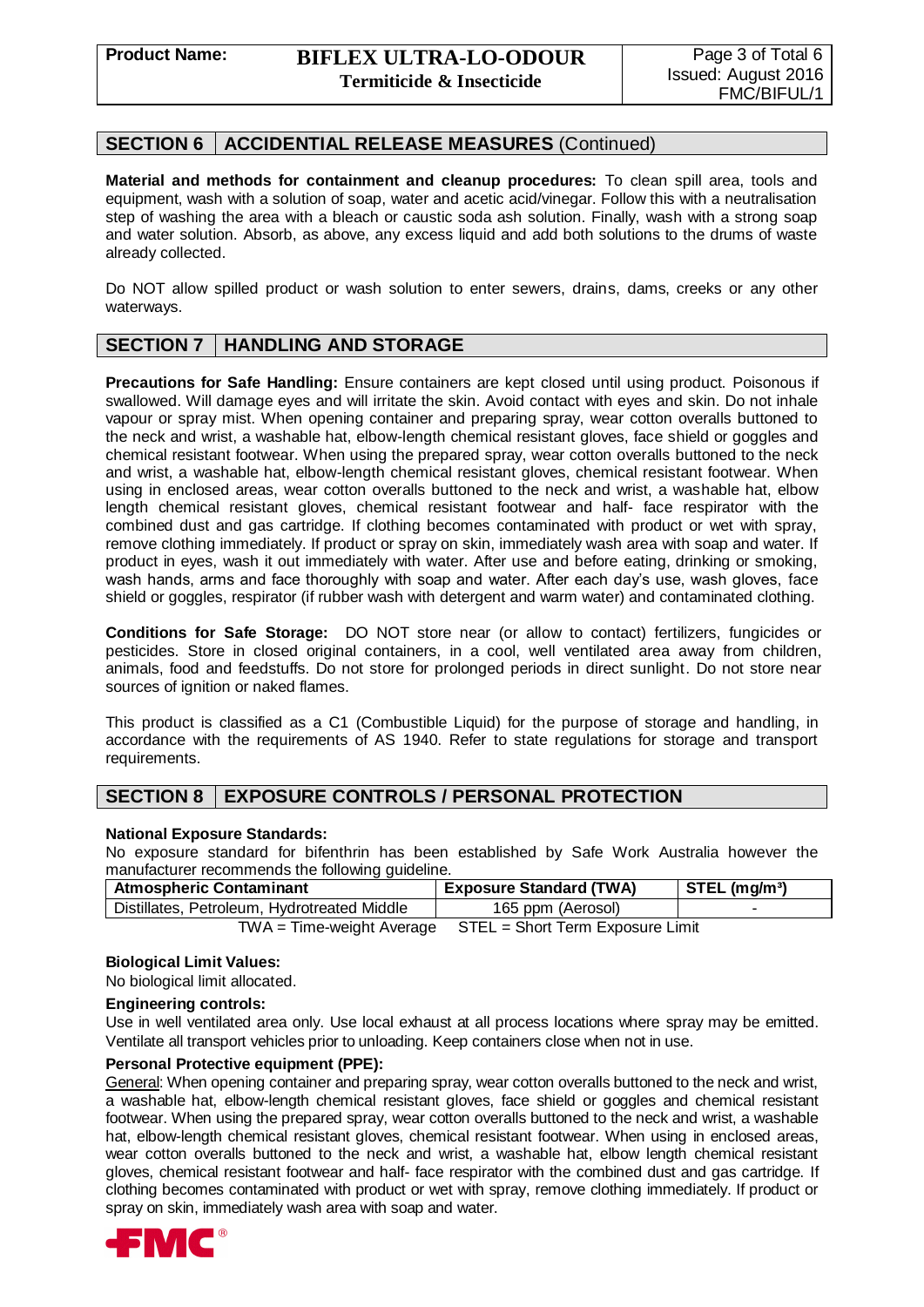## SECTION 6 ACCIDENTAL RELEASE MEASURES (Continued)

**Material and methods for containment and cleanup procedures:** To clean spill area, tools and equipment, wash with a solution of soap, water and acetic acid/vinegar. Follow this with a neutralisation step of washing the area with a bleach or caustic soda ash solution. Finally, wash with a strong soap and water solution. Absorb, as above, any excess liquid and add both solutions to the drums of waste already collected.

Do NOT allow spilled product or wash solution to enter sewers, drains, dams, creeks or any other waterways.

## SECTION 7 HANDLING AND STORAGE

**Precautions for Safe Handling:** Ensure containers are kept closed until using product. Poisonous if swallowed. Will damage eyes and will irritate the skin. Avoid contact with eyes and skin. Do not inhale vapour or spray mist. When opening container and preparing spray, wear cotton overalls buttoned to the neck and wrist, a washable hat, elbow-length chemical resistant gloves, face shield or goggles and chemical resistant footwear. When using the prepared spray, wear cotton overalls buttoned to the neck and wrist, a washable hat, elbow-length chemical resistant gloves, chemical resistant footwear. When using in enclosed areas, wear cotton overalls buttoned to the neck and wrist, a washable hat, elbow length chemical resistant gloves, chemical resistant footwear and half- face respirator with the combined dust and gas cartridge. If clothing becomes contaminated with product or wet with spray, remove clothing immediately. If product or spray on skin, immediately wash area with soap and water. If product in eyes, wash it out immediately with water. After use and before eating, drinking or smoking, wash hands, arms and face thoroughly with soap and water. After each day's use, wash gloves, face shield or goggles, respirator (if rubber wash with detergent and warm water) and contaminated clothing.

**Conditions for Safe Storage:** DO NOT store near (or allow to contact) fertilizers, fungicides or pesticides. Store in closed original containers, in a cool, well ventilated area away from children, animals, food and feedstuffs. Do not store for prolonged periods in direct sunlight. Do not store near sources of ignition or naked flames.

This product is classified as a C1 (Combustible Liquid) for the purpose of storage and handling, in accordance with the requirements of AS 1940. Refer to state regulations for storage and transport requirements.

## SECTION 8 EXPOSURE CONTROLS / PERSONAL PROTECTION

**National Exposure Standards:**

No exposure standard for bifenthrin has been established by Safe Work Australia however the manufacturer recommends the following guideline.

| Atmospheric Contaminant | Exposure Standard (TWA) | STEL (mg/m³) |
|---|---|---|
| Distillates, Petroleum, Hydrotreated Middle | 165 ppm (Aerosol) | - |

TWA = Time-weight Average STEL = Short Term Exposure Limit

**Biological Limit Values:**

No biological limit allocated.

**Engineering controls:**

Use in well ventilated area only. Use local exhaust at all process locations where spray may be emitted. Ventilate all transport vehicles prior to unloading. Keep containers close when not in use.

**Personal Protective equipment (PPE):**

General: When opening container and preparing spray, wear cotton overalls buttoned to the neck and wrist, a washable hat, elbow-length chemical resistant gloves, face shield or goggles and chemical resistant footwear. When using the prepared spray, wear cotton overalls buttoned to the neck and wrist, a washable hat, elbow-length chemical resistant gloves, chemical resistant footwear. When using in enclosed areas, wear cotton overalls buttoned to the neck and wrist, a washable hat, elbow length chemical resistant gloves, chemical resistant footwear and half- face respirator with the combined dust and gas cartridge. If clothing becomes contaminated with product or wet with spray, remove clothing immediately. If product or spray on skin, immediately wash area with soap and water.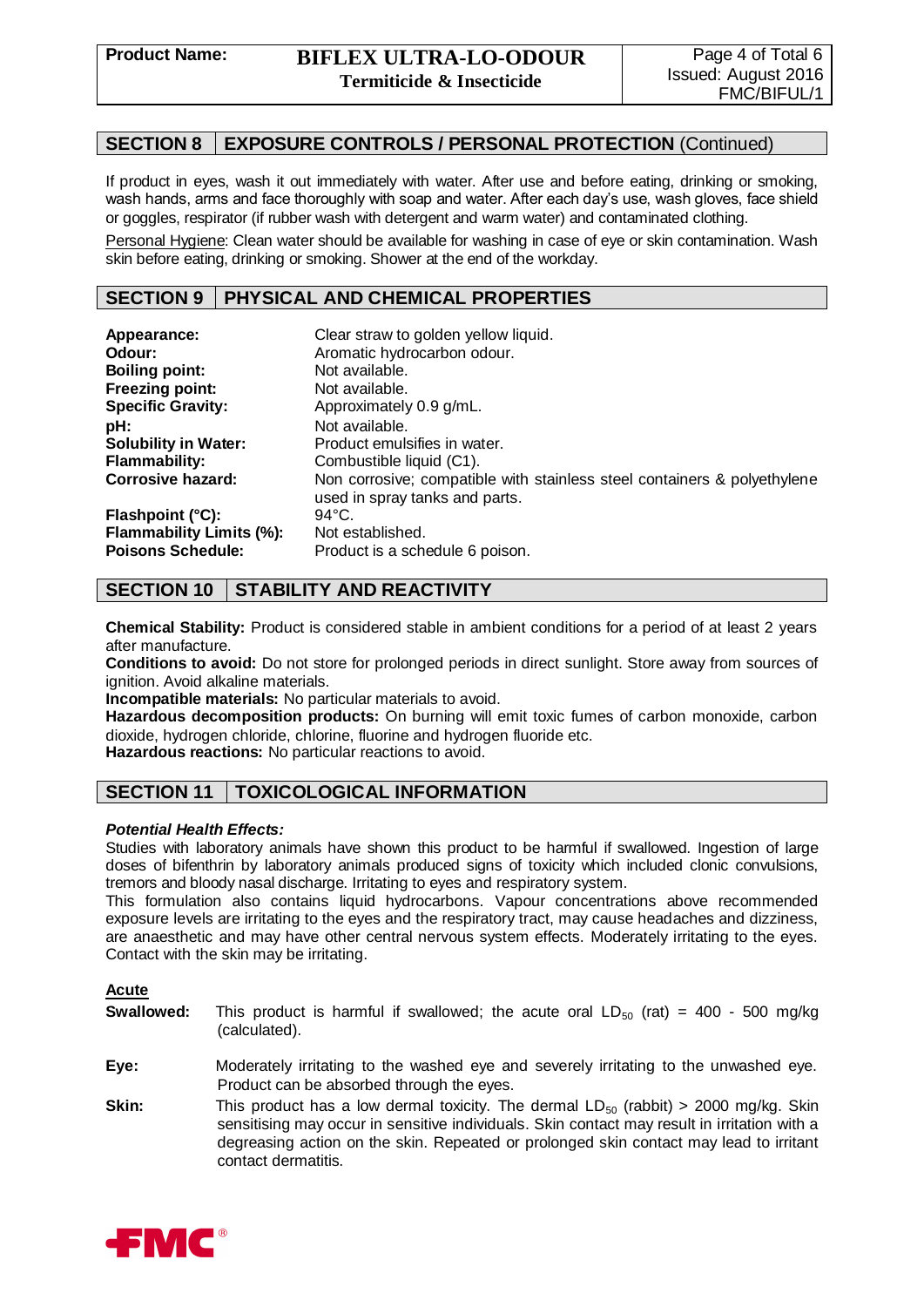## SECTION 8 EXPOSURE CONTROLS / PERSONAL PROTECTION (Continued)

If product in eyes, wash it out immediately with water. After use and before eating, drinking or smoking, wash hands, arms and face thoroughly with soap and water. After each day's use, wash gloves, face shield or goggles, respirator (if rubber wash with detergent and warm water) and contaminated clothing.

Personal Hygiene: Clean water should be available for washing in case of eye or skin contamination. Wash skin before eating, drinking or smoking. Shower at the end of the workday.

## SECTION 9 PHYSICAL AND CHEMICAL PROPERTIES

| | |
|---|---|
| **Appearance:** | Clear straw to golden yellow liquid. |
| **Odour:** | Aromatic hydrocarbon odour. |
| **Boiling point:** | Not available. |
| **Freezing point:** | Not available. |
| **Specific Gravity:** | Approximately 0.9 g/mL. |
| **pH:** | Not available. |
| **Solubility in Water:** | Product emulsifies in water. |
| **Flammability:** | Combustible liquid (C1). |
| **Corrosive hazard:** | Non corrosive; compatible with stainless steel containers & polyethylene used in spray tanks and parts. |
| **Flashpoint (°C):** | 94°C. |
| **Flammability Limits (%):** | Not established. |
| **Poisons Schedule:** | Product is a schedule 6 poison. |

## SECTION 10 STABILITY AND REACTIVITY

**Chemical Stability:** Product is considered stable in ambient conditions for a period of at least 2 years after manufacture.
**Conditions to avoid:** Do not store for prolonged periods in direct sunlight. Store away from sources of ignition. Avoid alkaline materials.
**Incompatible materials:** No particular materials to avoid.
**Hazardous decomposition products:** On burning will emit toxic fumes of carbon monoxide, carbon dioxide, hydrogen chloride, chlorine, fluorine and hydrogen fluoride etc.
**Hazardous reactions:** No particular reactions to avoid.

## SECTION 11 TOXICOLOGICAL INFORMATION

***Potential Health Effects:***
Studies with laboratory animals have shown this product to be harmful if swallowed. Ingestion of large doses of bifenthrin by laboratory animals produced signs of toxicity which included clonic convulsions, tremors and bloody nasal discharge. Irritating to eyes and respiratory system.
This formulation also contains liquid hydrocarbons. Vapour concentrations above recommended exposure levels are irritating to the eyes and the respiratory tract, may cause headaches and dizziness, are anaesthetic and may have other central nervous system effects. Moderately irritating to the eyes. Contact with the skin may be irritating.

**Acute**

**Swallowed:** This product is harmful if swallowed; the acute oral $LD_{50}$ (rat) = 400 - 500 mg/kg (calculated).

**Eye:** Moderately irritating to the washed eye and severely irritating to the unwashed eye. Product can be absorbed through the eyes.

**Skin:** This product has a low dermal toxicity. The dermal $LD_{50}$ (rabbit) > 2000 mg/kg. Skin sensitising may occur in sensitive individuals. Skin contact may result in irritation with a degreasing action on the skin. Repeated or prolonged skin contact may lead to irritant contact dermatitis.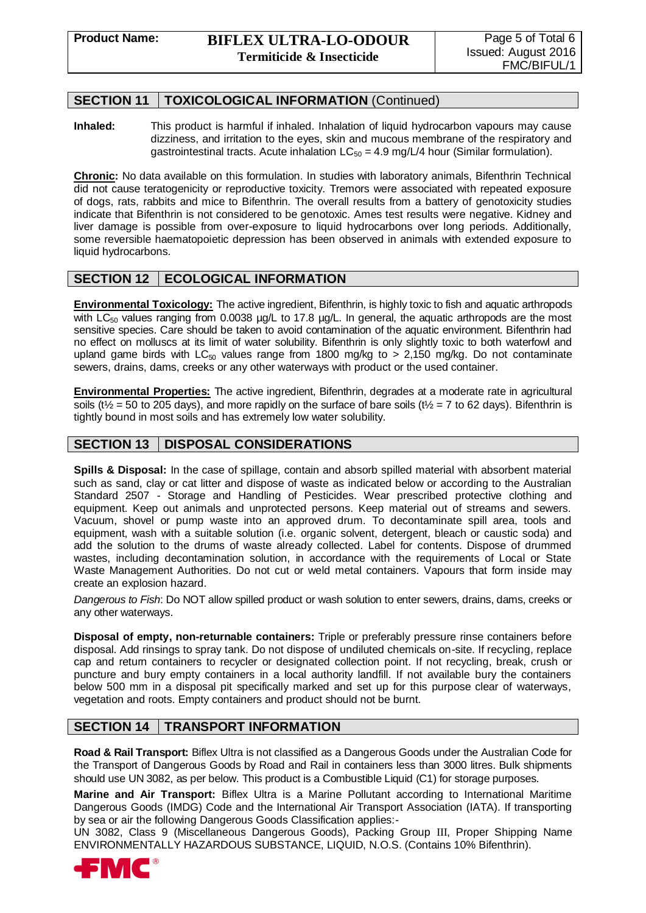## SECTION 11 TOXICOLOGICAL INFORMATION (Continued)

**Inhaled:** This product is harmful if inhaled. Inhalation of liquid hydrocarbon vapours may cause dizziness, and irritation to the eyes, skin and mucous membrane of the respiratory and gastrointestinal tracts. Acute inhalation $LC_{50}$ = 4.9 mg/L/4 hour (Similar formulation).

**Chronic:** No data available on this formulation. In studies with laboratory animals, Bifenthrin Technical did not cause teratogenicity or reproductive toxicity. Tremors were associated with repeated exposure of dogs, rats, rabbits and mice to Bifenthrin. The overall results from a battery of genotoxicity studies indicate that Bifenthrin is not considered to be genotoxic. Ames test results were negative. Kidney and liver damage is possible from over-exposure to liquid hydrocarbons over long periods. Additionally, some reversible haematopoietic depression has been observed in animals with extended exposure to liquid hydrocarbons.

## SECTION 12 ECOLOGICAL INFORMATION

**Environmental Toxicology:** The active ingredient, Bifenthrin, is highly toxic to fish and aquatic arthropods with $LC_{50}$ values ranging from 0.0038 µg/L to 17.8 µg/L. In general, the aquatic arthropods are the most sensitive species. Care should be taken to avoid contamination of the aquatic environment. Bifenthrin had no effect on molluscs at its limit of water solubility. Bifenthrin is only slightly toxic to both waterfowl and upland game birds with $LC_{50}$ values range from 1800 mg/kg to > 2,150 mg/kg. Do not contaminate sewers, drains, dams, creeks or any other waterways with product or the used container.

**Environmental Properties:** The active ingredient, Bifenthrin, degrades at a moderate rate in agricultural soils ($t_{½}$ = 50 to 205 days), and more rapidly on the surface of bare soils ($t_{½}$ = 7 to 62 days). Bifenthrin is tightly bound in most soils and has extremely low water solubility.

## SECTION 13 DISPOSAL CONSIDERATIONS

**Spills & Disposal:** In the case of spillage, contain and absorb spilled material with absorbent material such as sand, clay or cat litter and dispose of waste as indicated below or according to the Australian Standard 2507 - Storage and Handling of Pesticides. Wear prescribed protective clothing and equipment. Keep out animals and unprotected persons. Keep material out of streams and sewers. Vacuum, shovel or pump waste into an approved drum. To decontaminate spill area, tools and equipment, wash with a suitable solution (i.e. organic solvent, detergent, bleach or caustic soda) and add the solution to the drums of waste already collected. Label for contents. Dispose of drummed wastes, including decontamination solution, in accordance with the requirements of Local or State Waste Management Authorities. Do not cut or weld metal containers. Vapours that form inside may create an explosion hazard.

*Dangerous to Fish*: Do NOT allow spilled product or wash solution to enter sewers, drains, dams, creeks or any other waterways.

**Disposal of empty, non-returnable containers:** Triple or preferably pressure rinse containers before disposal. Add rinsings to spray tank. Do not dispose of undiluted chemicals on-site. If recycling, replace cap and return containers to recycler or designated collection point. If not recycling, break, crush or puncture and bury empty containers in a local authority landfill. If not available bury the containers below 500 mm in a disposal pit specifically marked and set up for this purpose clear of waterways, vegetation and roots. Empty containers and product should not be burnt.

## SECTION 14 TRANSPORT INFORMATION

**Road & Rail Transport:** Biflex Ultra is not classified as a Dangerous Goods under the Australian Code for the Transport of Dangerous Goods by Road and Rail in containers less than 3000 litres. Bulk shipments should use UN 3082, as per below. This product is a Combustible Liquid (C1) for storage purposes.

**Marine and Air Transport:** Biflex Ultra is a Marine Pollutant according to International Maritime Dangerous Goods (IMDG) Code and the International Air Transport Association (IATA). If transporting by sea or air the following Dangerous Goods Classification applies:-
UN 3082, Class 9 (Miscellaneous Dangerous Goods), Packing Group III, Proper Shipping Name ENVIRONMENTALLY HAZARDOUS SUBSTANCE, LIQUID, N.O.S. (Contains 10% Bifenthrin).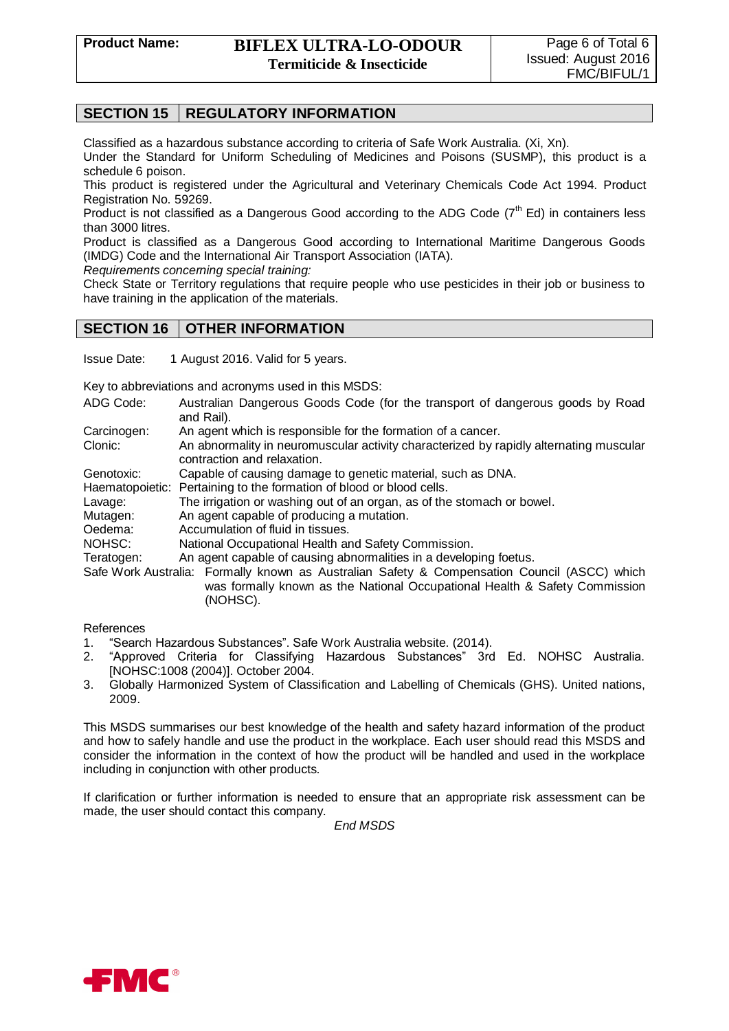## SECTION 15 REGULATORY INFORMATION

Classified as a hazardous substance according to criteria of Safe Work Australia. (Xi, Xn).

Under the Standard for Uniform Scheduling of Medicines and Poisons (SUSMP), this product is a schedule 6 poison.

This product is registered under the Agricultural and Veterinary Chemicals Code Act 1994. Product Registration No. 59269.

Product is not classified as a Dangerous Good according to the ADG Code ($7^{th}$ Ed) in containers less than 3000 litres.

Product is classified as a Dangerous Good according to International Maritime Dangerous Goods (IMDG) Code and the International Air Transport Association (IATA).

*Requirements concerning special training:*

Check State or Territory regulations that require people who use pesticides in their job or business to have training in the application of the materials.

## SECTION 16 OTHER INFORMATION

Issue Date: 1 August 2016. Valid for 5 years.

Key to abbreviations and acronyms used in this MSDS:

| | |
|---|---|
| ADG Code: | Australian Dangerous Goods Code (for the transport of dangerous goods by Road and Rail). |
| Carcinogen: | An agent which is responsible for the formation of a cancer. |
| Clonic: | An abnormality in neuromuscular activity characterized by rapidly alternating muscular contraction and relaxation. |
| Genotoxic: | Capable of causing damage to genetic material, such as DNA. |
| Haematopoietic: | Pertaining to the formation of blood or blood cells. |
| Lavage: | The irrigation or washing out of an organ, as of the stomach or bowel. |
| Mutagen: | An agent capable of producing a mutation. |
| Oedema: | Accumulation of fluid in tissues. |
| NOHSC: | National Occupational Health and Safety Commission. |
| Teratogen: | An agent capable of causing abnormalities in a developing foetus. |
| Safe Work Australia: | Formally known as Australian Safety & Compensation Council (ASCC) which was formally known as the National Occupational Health & Safety Commission (NOHSC). |

References

1. "Search Hazardous Substances". Safe Work Australia website. (2014).
2. "Approved Criteria for Classifying Hazardous Substances" 3rd Ed. NOHSC Australia. [NOHSC:1008 (2004)]. October 2004.
3. Globally Harmonized System of Classification and Labelling of Chemicals (GHS). United nations, 2009.

This MSDS summarises our best knowledge of the health and safety hazard information of the product and how to safely handle and use the product in the workplace. Each user should read this MSDS and consider the information in the context of how the product will be handled and used in the workplace including in conjunction with other products.

If clarification or further information is needed to ensure that an appropriate risk assessment can be made, the user should contact this company.

*End MSDS*